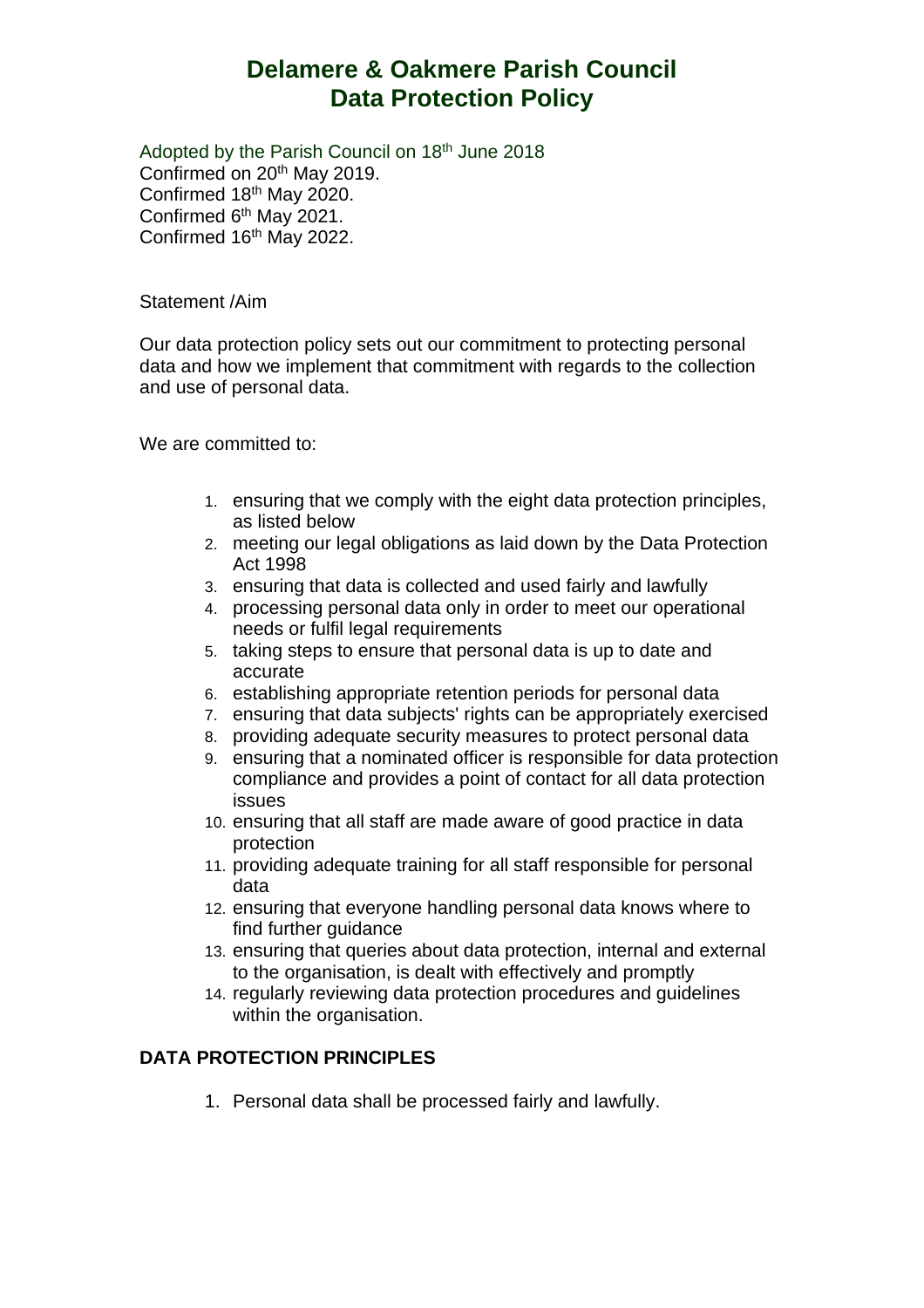# Delamere & Oakmere Parish Council
# Data Protection Policy

Adopted by the Parish Council on 18th June 2018
Confirmed on 20th May 2019.
Confirmed 18th May 2020.
Confirmed 6th May 2021.
Confirmed 16th May 2022.

Statement /Aim

Our data protection policy sets out our commitment to protecting personal data and how we implement that commitment with regards to the collection and use of personal data.

We are committed to:

1. ensuring that we comply with the eight data protection principles, as listed below
2. meeting our legal obligations as laid down by the Data Protection Act 1998
3. ensuring that data is collected and used fairly and lawfully
4. processing personal data only in order to meet our operational needs or fulfil legal requirements
5. taking steps to ensure that personal data is up to date and accurate
6. establishing appropriate retention periods for personal data
7. ensuring that data subjects' rights can be appropriately exercised
8. providing adequate security measures to protect personal data
9. ensuring that a nominated officer is responsible for data protection compliance and provides a point of contact for all data protection issues
10. ensuring that all staff are made aware of good practice in data protection
11. providing adequate training for all staff responsible for personal data
12. ensuring that everyone handling personal data knows where to find further guidance
13. ensuring that queries about data protection, internal and external to the organisation, is dealt with effectively and promptly
14. regularly reviewing data protection procedures and guidelines within the organisation.

**DATA PROTECTION PRINCIPLES**

1. Personal data shall be processed fairly and lawfully.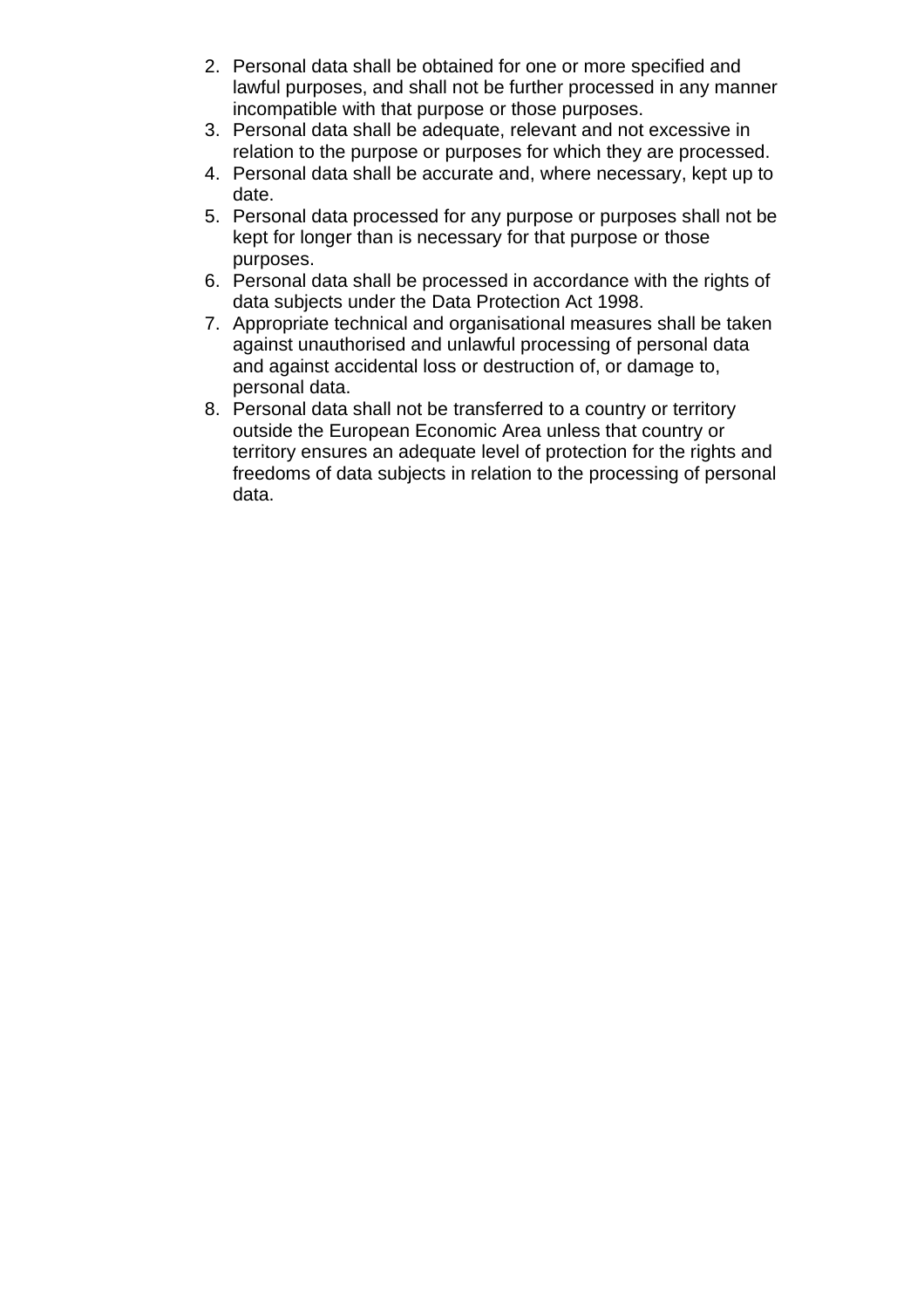2. Personal data shall be obtained for one or more specified and lawful purposes, and shall not be further processed in any manner incompatible with that purpose or those purposes.
3. Personal data shall be adequate, relevant and not excessive in relation to the purpose or purposes for which they are processed.
4. Personal data shall be accurate and, where necessary, kept up to date.
5. Personal data processed for any purpose or purposes shall not be kept for longer than is necessary for that purpose or those purposes.
6. Personal data shall be processed in accordance with the rights of data subjects under the Data Protection Act 1998.
7. Appropriate technical and organisational measures shall be taken against unauthorised and unlawful processing of personal data and against accidental loss or destruction of, or damage to, personal data.
8. Personal data shall not be transferred to a country or territory outside the European Economic Area unless that country or territory ensures an adequate level of protection for the rights and freedoms of data subjects in relation to the processing of personal data.